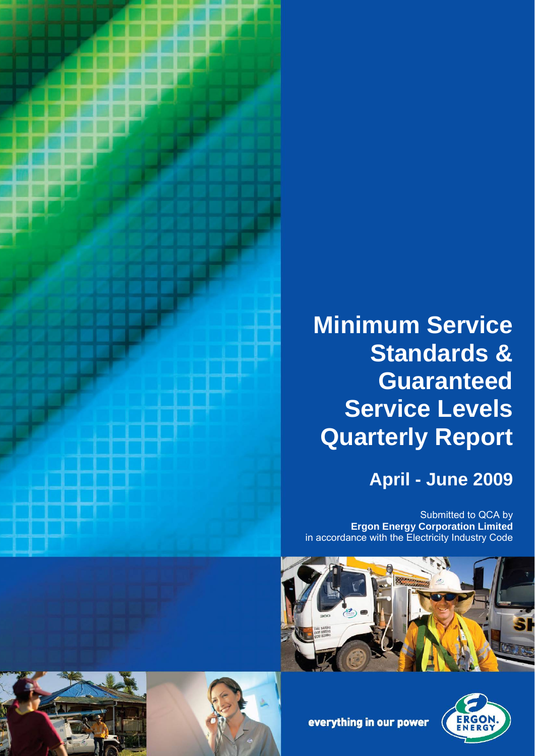# Minimum Service Standards & Guaranteed Service Levels Quarterly Report

## April - June 2009

Submitted to QCA by
**Ergon Energy Corporation Limited**
in accordance with the Electricity Industry Code

everything in our power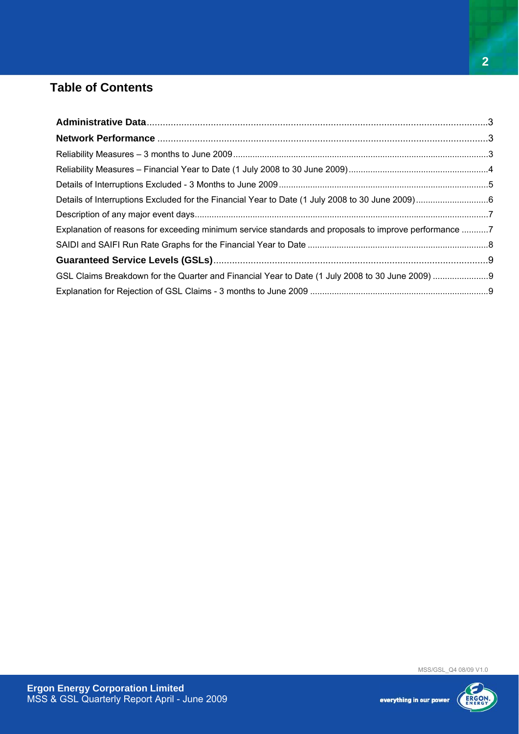## Table of Contents

**Administrative Data**...3

**Network Performance**...3

Reliability Measures – 3 months to June 2009...3

Reliability Measures – Financial Year to Date (1 July 2008 to 30 June 2009)...4

Details of Interruptions Excluded - 3 Months to June 2009...5

Details of Interruptions Excluded for the Financial Year to Date (1 July 2008 to 30 June 2009)...6

Description of any major event days...7

Explanation of reasons for exceeding minimum service standards and proposals to improve performance...7

SAIDI and SAIFI Run Rate Graphs for the Financial Year to Date...8

**Guaranteed Service Levels (GSLs)**...9

GSL Claims Breakdown for the Quarter and Financial Year to Date (1 July 2008 to 30 June 2009)...9

Explanation for Rejection of GSL Claims - 3 months to June 2009...9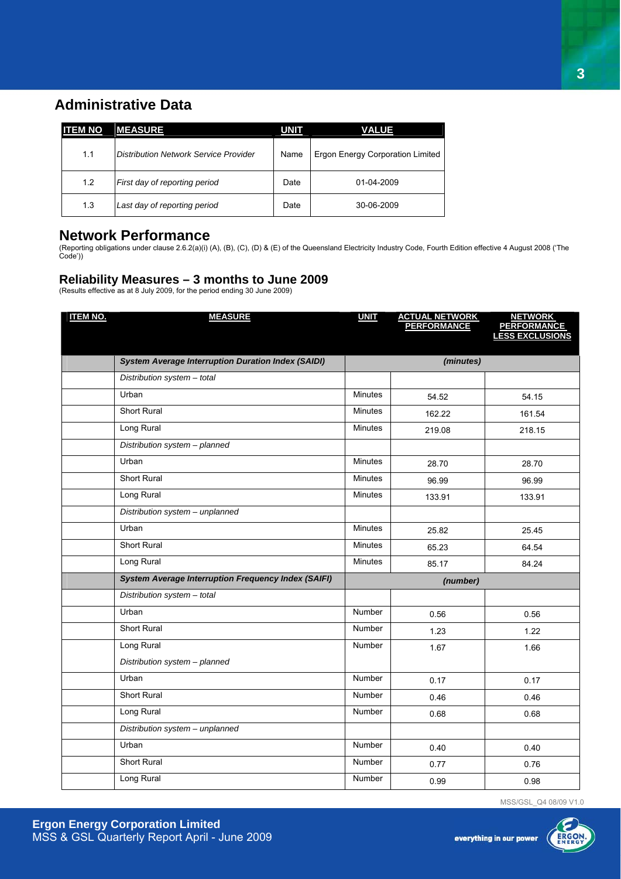## Administrative Data

| ITEM NO | MEASURE | UNIT | VALUE |
|---|---|---|---|
| 1.1 | *Distribution Network Service Provider* | Name | Ergon Energy Corporation Limited |
| 1.2 | *First day of reporting period* | Date | 01-04-2009 |
| 1.3 | *Last day of reporting period* | Date | 30-06-2009 |

## Network Performance

(Reporting obligations under clause 2.6.2(a)(i) (A), (B), (C), (D) & (E) of the Queensland Electricity Industry Code, Fourth Edition effective 4 August 2008 ('The Code'))

### Reliability Measures – 3 months to June 2009

(Results effective as at 8 July 2009, for the period ending 30 June 2009)

| ITEM NO. | MEASURE | UNIT | ACTUAL NETWORK PERFORMANCE | NETWORK PERFORMANCE LESS EXCLUSIONS |
|---|---|---|---|---|
| | ***System Average Interruption Duration Index (SAIDI)*** | *(minutes)* | | |
| | *Distribution system – total* | | | |
| | Urban | Minutes | 54.52 | 54.15 |
| | Short Rural | Minutes | 162.22 | 161.54 |
| | Long Rural | Minutes | 219.08 | 218.15 |
| | *Distribution system – planned* | | | |
| | Urban | Minutes | 28.70 | 28.70 |
| | Short Rural | Minutes | 96.99 | 96.99 |
| | Long Rural | Minutes | 133.91 | 133.91 |
| | *Distribution system – unplanned* | | | |
| | Urban | Minutes | 25.82 | 25.45 |
| | Short Rural | Minutes | 65.23 | 64.54 |
| | Long Rural | Minutes | 85.17 | 84.24 |
| | ***System Average Interruption Frequency Index (SAIFI)*** | *(number)* | | |
| | *Distribution system – total* | | | |
| | Urban | Number | 0.56 | 0.56 |
| | Short Rural | Number | 1.23 | 1.22 |
| | Long Rural | Number | 1.67 | 1.66 |
| | *Distribution system – planned* | | | |
| | Urban | Number | 0.17 | 0.17 |
| | Short Rural | Number | 0.46 | 0.46 |
| | Long Rural | Number | 0.68 | 0.68 |
| | *Distribution system – unplanned* | | | |
| | Urban | Number | 0.40 | 0.40 |
| | Short Rural | Number | 0.77 | 0.76 |
| | Long Rural | Number | 0.99 | 0.98 |

MSS/GSL_Q4 08/09 V1.0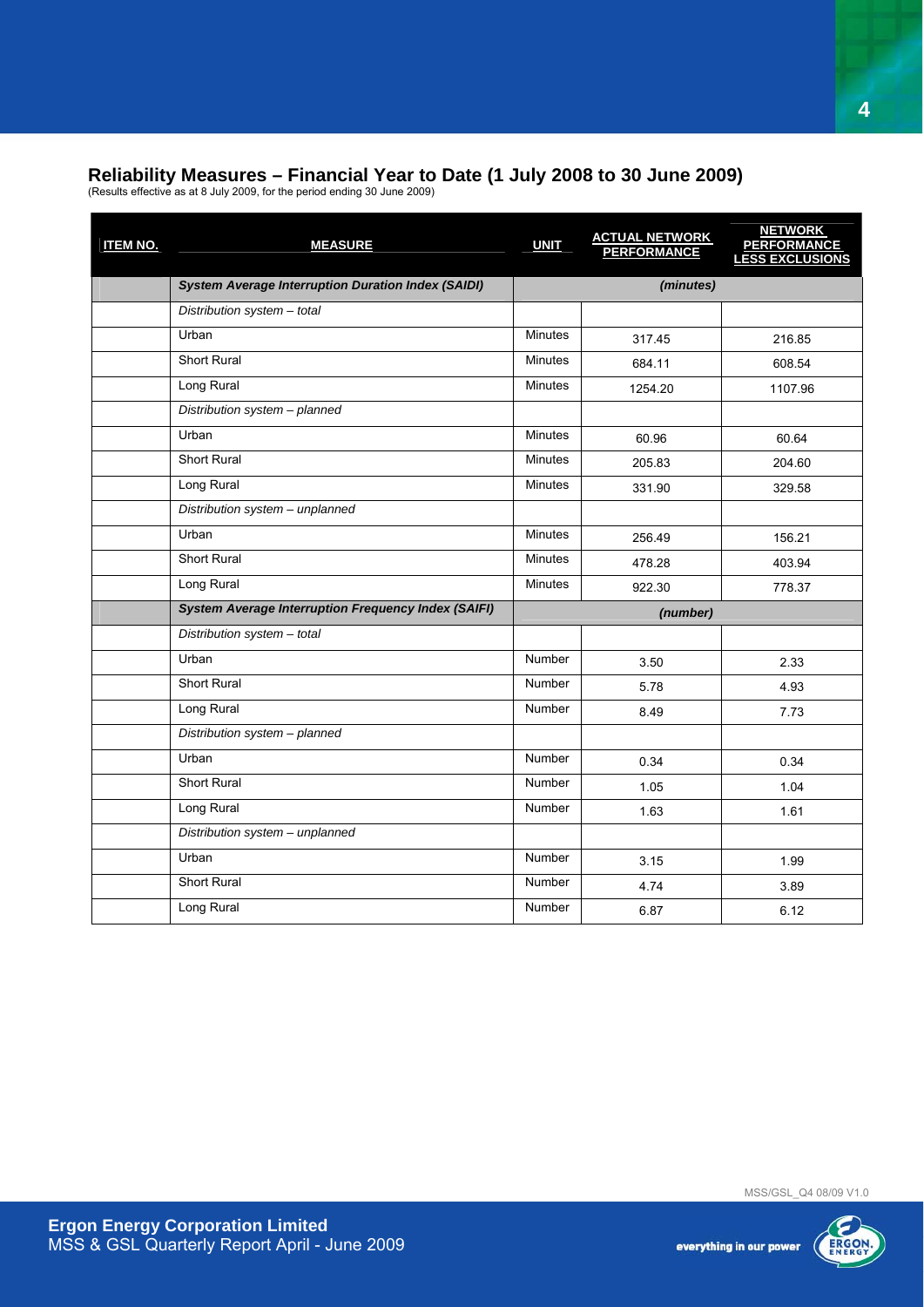## Reliability Measures – Financial Year to Date (1 July 2008 to 30 June 2009)

(Results effective as at 8 July 2009, for the period ending 30 June 2009)

| ITEM NO. | MEASURE | UNIT | ACTUAL NETWORK PERFORMANCE | NETWORK PERFORMANCE LESS EXCLUSIONS |
|---|---|---|---|---|
| | ***System Average Interruption Duration Index (SAIDI)*** | *(minutes)* | | |
| | *Distribution system – total* | | | |
| | Urban | Minutes | 317.45 | 216.85 |
| | Short Rural | Minutes | 684.11 | 608.54 |
| | Long Rural | Minutes | 1254.20 | 1107.96 |
| | *Distribution system – planned* | | | |
| | Urban | Minutes | 60.96 | 60.64 |
| | Short Rural | Minutes | 205.83 | 204.60 |
| | Long Rural | Minutes | 331.90 | 329.58 |
| | *Distribution system – unplanned* | | | |
| | Urban | Minutes | 256.49 | 156.21 |
| | Short Rural | Minutes | 478.28 | 403.94 |
| | Long Rural | Minutes | 922.30 | 778.37 |
| | ***System Average Interruption Frequency Index (SAIFI)*** | *(number)* | | |
| | *Distribution system – total* | | | |
| | Urban | Number | 3.50 | 2.33 |
| | Short Rural | Number | 5.78 | 4.93 |
| | Long Rural | Number | 8.49 | 7.73 |
| | *Distribution system – planned* | | | |
| | Urban | Number | 0.34 | 0.34 |
| | Short Rural | Number | 1.05 | 1.04 |
| | Long Rural | Number | 1.63 | 1.61 |
| | *Distribution system – unplanned* | | | |
| | Urban | Number | 3.15 | 1.99 |
| | Short Rural | Number | 4.74 | 3.89 |
| | Long Rural | Number | 6.87 | 6.12 |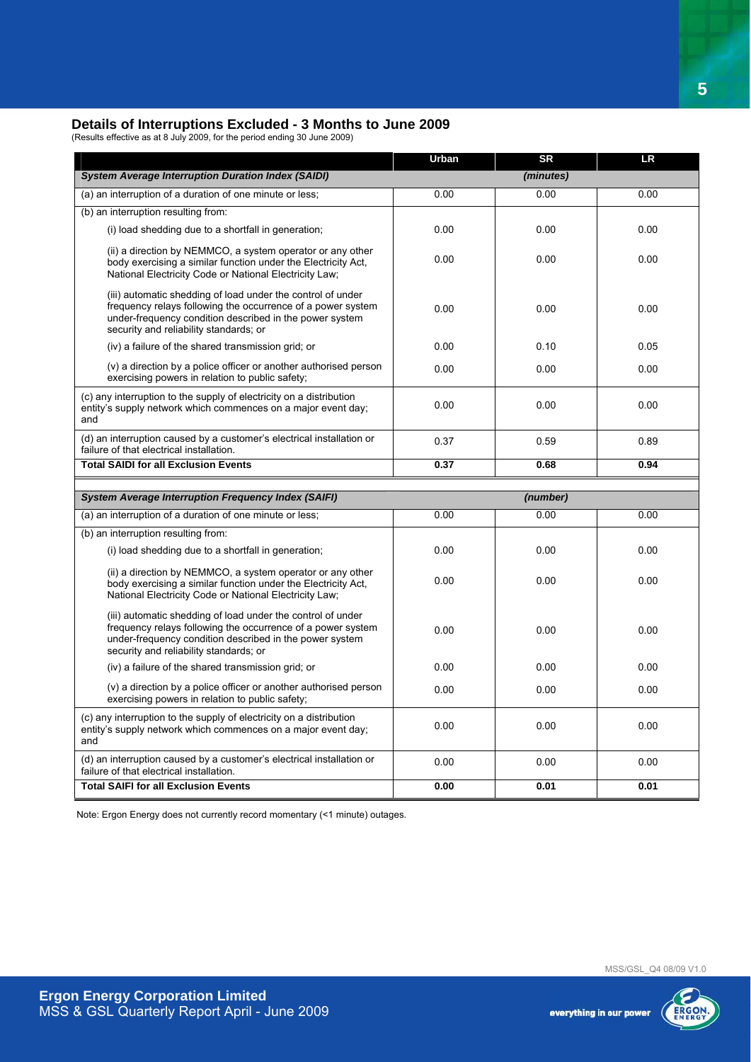## Details of Interruptions Excluded - 3 Months to June 2009

(Results effective as at 8 July 2009, for the period ending 30 June 2009)

| | Urban | SR | LR |
|---|---|---|---|
| ***System Average Interruption Duration Index (SAIDI)*** | | *(minutes)* | |
| (a) an interruption of a duration of one minute or less; | 0.00 | 0.00 | 0.00 |
| (b) an interruption resulting from: | | | |
| (i) load shedding due to a shortfall in generation; | 0.00 | 0.00 | 0.00 |
| (ii) a direction by NEMMCO, a system operator or any other body exercising a similar function under the Electricity Act, National Electricity Code or National Electricity Law; | 0.00 | 0.00 | 0.00 |
| (iii) automatic shedding of load under the control of under frequency relays following the occurrence of a power system under-frequency condition described in the power system security and reliability standards; or | 0.00 | 0.00 | 0.00 |
| (iv) a failure of the shared transmission grid; or | 0.00 | 0.10 | 0.05 |
| (v) a direction by a police officer or another authorised person exercising powers in relation to public safety; | 0.00 | 0.00 | 0.00 |
| (c) any interruption to the supply of electricity on a distribution entity's supply network which commences on a major event day; and | 0.00 | 0.00 | 0.00 |
| (d) an interruption caused by a customer's electrical installation or failure of that electrical installation. | 0.37 | 0.59 | 0.89 |
| **Total SAIDI for all Exclusion Events** | **0.37** | **0.68** | **0.94** |

| | Urban | SR | LR |
|---|---|---|---|
| ***System Average Interruption Frequency Index (SAIFI)*** | | *(number)* | |
| (a) an interruption of a duration of one minute or less; | 0.00 | 0.00 | 0.00 |
| (b) an interruption resulting from: | | | |
| (i) load shedding due to a shortfall in generation; | 0.00 | 0.00 | 0.00 |
| (ii) a direction by NEMMCO, a system operator or any other body exercising a similar function under the Electricity Act, National Electricity Code or National Electricity Law; | 0.00 | 0.00 | 0.00 |
| (iii) automatic shedding of load under the control of under frequency relays following the occurrence of a power system under-frequency condition described in the power system security and reliability standards; or | 0.00 | 0.00 | 0.00 |
| (iv) a failure of the shared transmission grid; or | 0.00 | 0.00 | 0.00 |
| (v) a direction by a police officer or another authorised person exercising powers in relation to public safety; | 0.00 | 0.00 | 0.00 |
| (c) any interruption to the supply of electricity on a distribution entity's supply network which commences on a major event day; and | 0.00 | 0.00 | 0.00 |
| (d) an interruption caused by a customer's electrical installation or failure of that electrical installation. | 0.00 | 0.00 | 0.00 |
| **Total SAIFI for all Exclusion Events** | **0.00** | **0.01** | **0.01** |

Note: Ergon Energy does not currently record momentary (<1 minute) outages.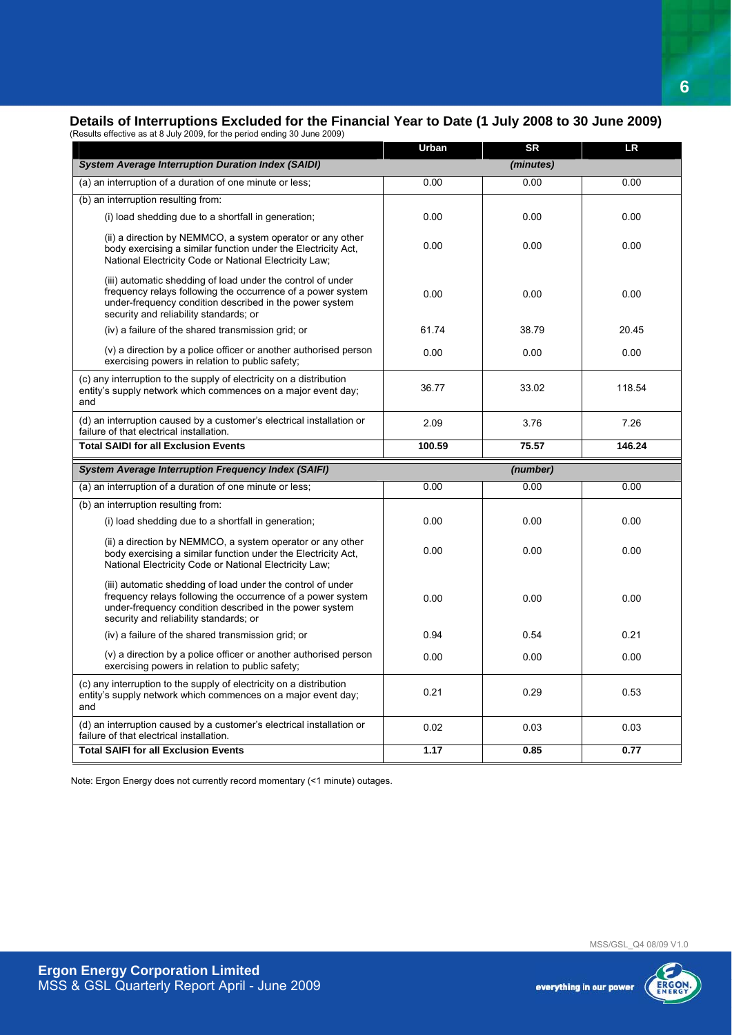## Details of Interruptions Excluded for the Financial Year to Date (1 July 2008 to 30 June 2009)

(Results effective as at 8 July 2009, for the period ending 30 June 2009)

| | Urban | SR | LR |
|---|---|---|---|
| ***System Average Interruption Duration Index (SAIDI)*** | | ***(minutes)*** | |
| (a) an interruption of a duration of one minute or less; | 0.00 | 0.00 | 0.00 |
| (b) an interruption resulting from: | | | |
| (i) load shedding due to a shortfall in generation; | 0.00 | 0.00 | 0.00 |
| (ii) a direction by NEMMCO, a system operator or any other body exercising a similar function under the Electricity Act, National Electricity Code or National Electricity Law; | 0.00 | 0.00 | 0.00 |
| (iii) automatic shedding of load under the control of under frequency relays following the occurrence of a power system under-frequency condition described in the power system security and reliability standards; or | 0.00 | 0.00 | 0.00 |
| (iv) a failure of the shared transmission grid; or | 61.74 | 38.79 | 20.45 |
| (v) a direction by a police officer or another authorised person exercising powers in relation to public safety; | 0.00 | 0.00 | 0.00 |
| (c) any interruption to the supply of electricity on a distribution entity's supply network which commences on a major event day; and | 36.77 | 33.02 | 118.54 |
| (d) an interruption caused by a customer's electrical installation or failure of that electrical installation. | 2.09 | 3.76 | 7.26 |
| **Total SAIDI for all Exclusion Events** | **100.59** | **75.57** | **146.24** |
| ***System Average Interruption Frequency Index (SAIFI)*** | | ***(number)*** | |
| (a) an interruption of a duration of one minute or less; | 0.00 | 0.00 | 0.00 |
| (b) an interruption resulting from: | | | |
| (i) load shedding due to a shortfall in generation; | 0.00 | 0.00 | 0.00 |
| (ii) a direction by NEMMCO, a system operator or any other body exercising a similar function under the Electricity Act, National Electricity Code or National Electricity Law; | 0.00 | 0.00 | 0.00 |
| (iii) automatic shedding of load under the control of under frequency relays following the occurrence of a power system under-frequency condition described in the power system security and reliability standards; or | 0.00 | 0.00 | 0.00 |
| (iv) a failure of the shared transmission grid; or | 0.94 | 0.54 | 0.21 |
| (v) a direction by a police officer or another authorised person exercising powers in relation to public safety; | 0.00 | 0.00 | 0.00 |
| (c) any interruption to the supply of electricity on a distribution entity's supply network which commences on a major event day; and | 0.21 | 0.29 | 0.53 |
| (d) an interruption caused by a customer's electrical installation or failure of that electrical installation. | 0.02 | 0.03 | 0.03 |
| **Total SAIFI for all Exclusion Events** | **1.17** | **0.85** | **0.77** |

Note: Ergon Energy does not currently record momentary (<1 minute) outages.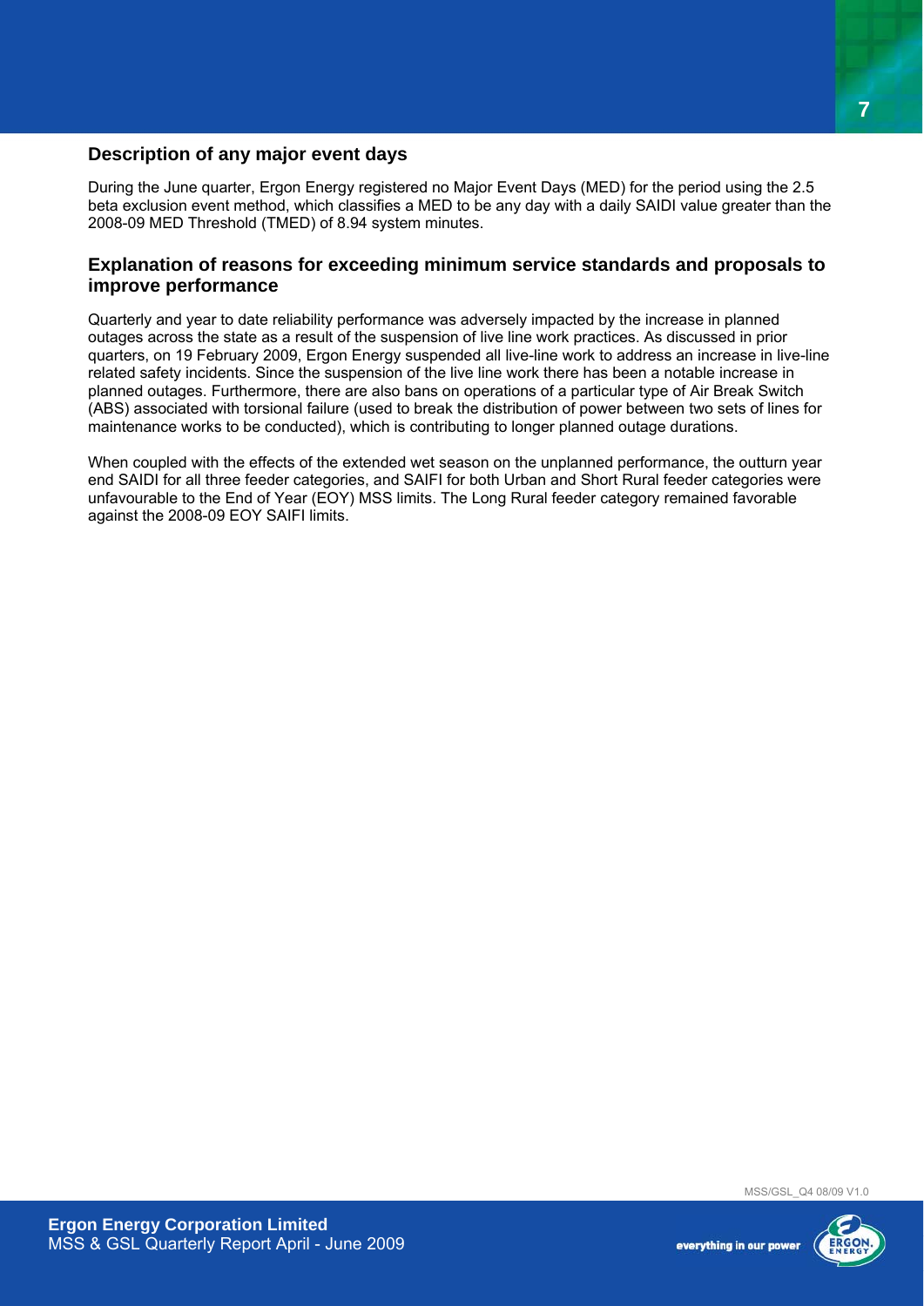## Description of any major event days

During the June quarter, Ergon Energy registered no Major Event Days (MED) for the period using the 2.5 beta exclusion event method, which classifies a MED to be any day with a daily SAIDI value greater than the 2008-09 MED Threshold (TMED) of 8.94 system minutes.

## Explanation of reasons for exceeding minimum service standards and proposals to improve performance

Quarterly and year to date reliability performance was adversely impacted by the increase in planned outages across the state as a result of the suspension of live line work practices. As discussed in prior quarters, on 19 February 2009, Ergon Energy suspended all live-line work to address an increase in live-line related safety incidents. Since the suspension of the live line work there has been a notable increase in planned outages. Furthermore, there are also bans on operations of a particular type of Air Break Switch (ABS) associated with torsional failure (used to break the distribution of power between two sets of lines for maintenance works to be conducted), which is contributing to longer planned outage durations.

When coupled with the effects of the extended wet season on the unplanned performance, the outturn year end SAIDI for all three feeder categories, and SAIFI for both Urban and Short Rural feeder categories were unfavourable to the End of Year (EOY) MSS limits. The Long Rural feeder category remained favorable against the 2008-09 EOY SAIFI limits.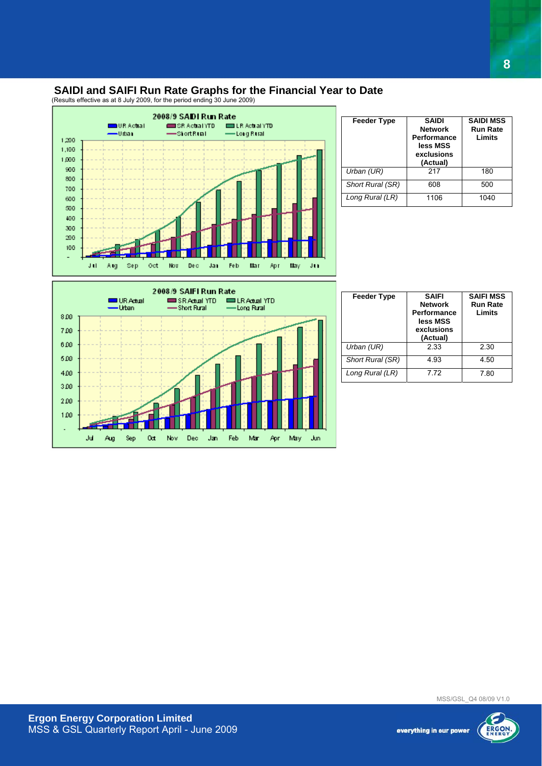## SAIDI and SAIFI Run Rate Graphs for the Financial Year to Date

(Results effective as at 8 July 2009, for the period ending 30 June 2009)

| Feeder Type | SAIDI Network Performance less MSS exclusions (Actual) | SAIDI MSS Run Rate Limits |
|---|---|---|
| *Urban (UR)* | 217 | 180 |
| *Short Rural (SR)* | 608 | 500 |
| *Long Rural (LR)* | 1106 | 1040 |

| Feeder Type | SAIFI Network Performance less MSS exclusions (Actual) | SAIFI MSS Run Rate Limits |
|---|---|---|
| *Urban (UR)* | 2.33 | 2.30 |
| *Short Rural (SR)* | 4.93 | 4.50 |
| *Long Rural (LR)* | 7.72 | 7.80 |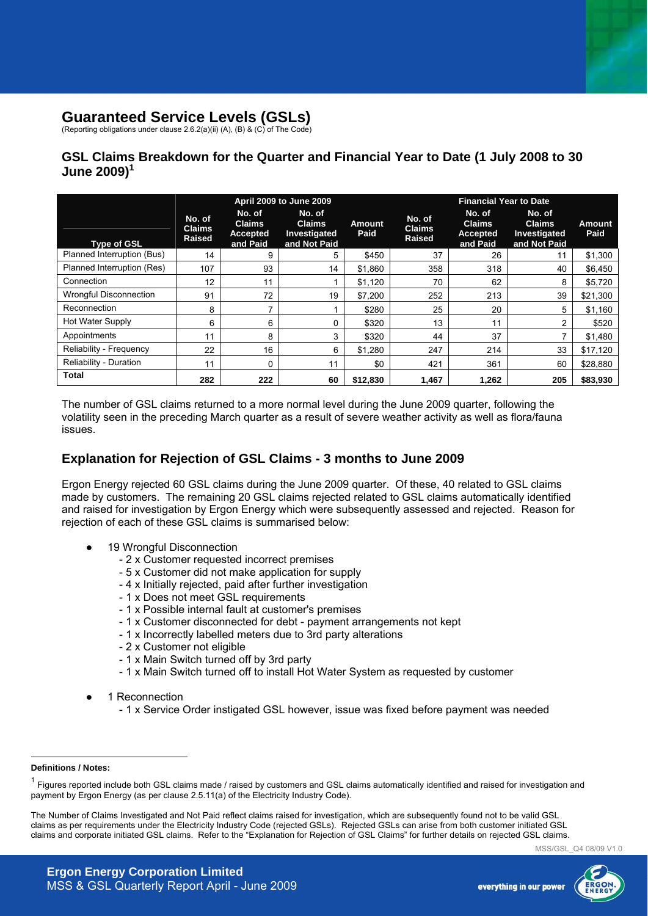# Guaranteed Service Levels (GSLs)

(Reporting obligations under clause 2.6.2(a)(ii) (A), (B) & (C) of The Code)

## GSL Claims Breakdown for the Quarter and Financial Year to Date (1 July 2008 to 30 June 2009)[1]

| | April 2009 to June 2009 | | | | Financial Year to Date | | | |
|---|---|---|---|---|---|---|---|---|
| Type of GSL | No. of Claims Raised | No. of Claims Accepted and Paid | No. of Claims Investigated and Not Paid | Amount Paid | No. of Claims Raised | No. of Claims Accepted and Paid | No. of Claims Investigated and Not Paid | Amount Paid |
| Planned Interruption (Bus) | 14 | 9 | 5 | $450 | 37 | 26 | 11 | $1,300 |
| Planned Interruption (Res) | 107 | 93 | 14 | $1,860 | 358 | 318 | 40 | $6,450 |
| Connection | 12 | 11 | 1 | $1,120 | 70 | 62 | 8 | $5,720 |
| Wrongful Disconnection | 91 | 72 | 19 | $7,200 | 252 | 213 | 39 | $21,300 |
| Reconnection | 8 | 7 | 1 | $280 | 25 | 20 | 5 | $1,160 |
| Hot Water Supply | 6 | 6 | 0 | $320 | 13 | 11 | 2 | $520 |
| Appointments | 11 | 8 | 3 | $320 | 44 | 37 | 7 | $1,480 |
| Reliability - Frequency | 22 | 16 | 6 | $1,280 | 247 | 214 | 33 | $17,120 |
| Reliability - Duration | 11 | 0 | 11 | $0 | 421 | 361 | 60 | $28,880 |
| **Total** | **282** | **222** | **60** | **$12,830** | **1,467** | **1,262** | **205** | **$83,930** |

The number of GSL claims returned to a more normal level during the June 2009 quarter, following the volatility seen in the preceding March quarter as a result of severe weather activity as well as flora/fauna issues.

## Explanation for Rejection of GSL Claims - 3 months to June 2009

Ergon Energy rejected 60 GSL claims during the June 2009 quarter. Of these, 40 related to GSL claims made by customers. The remaining 20 GSL claims rejected related to GSL claims automatically identified and raised for investigation by Ergon Energy which were subsequently assessed and rejected. Reason for rejection of each of these GSL claims is summarised below:

- 19 Wrongful Disconnection
  - 2 x Customer requested incorrect premises
  - 5 x Customer did not make application for supply
  - 4 x Initially rejected, paid after further investigation
  - 1 x Does not meet GSL requirements
  - 1 x Possible internal fault at customer's premises
  - 1 x Customer disconnected for debt - payment arrangements not kept
  - 1 x Incorrectly labelled meters due to 3rd party alterations
  - 2 x Customer not eligible
  - 1 x Main Switch turned off by 3rd party
  - 1 x Main Switch turned off to install Hot Water System as requested by customer
- 1 Reconnection
  - 1 x Service Order instigated GSL however, issue was fixed before payment was needed

**Definitions / Notes:**

[1] Figures reported include both GSL claims made / raised by customers and GSL claims automatically identified and raised for investigation and payment by Ergon Energy (as per clause 2.5.11(a) of the Electricity Industry Code).

The Number of Claims Investigated and Not Paid reflect claims raised for investigation, which are subsequently found not to be valid GSL claims as per requirements under the Electricity Industry Code (rejected GSLs). Rejected GSLs can arise from both customer initiated GSL claims and corporate initiated GSL claims. Refer to the "Explanation for Rejection of GSL Claims" for further details on rejected GSL claims.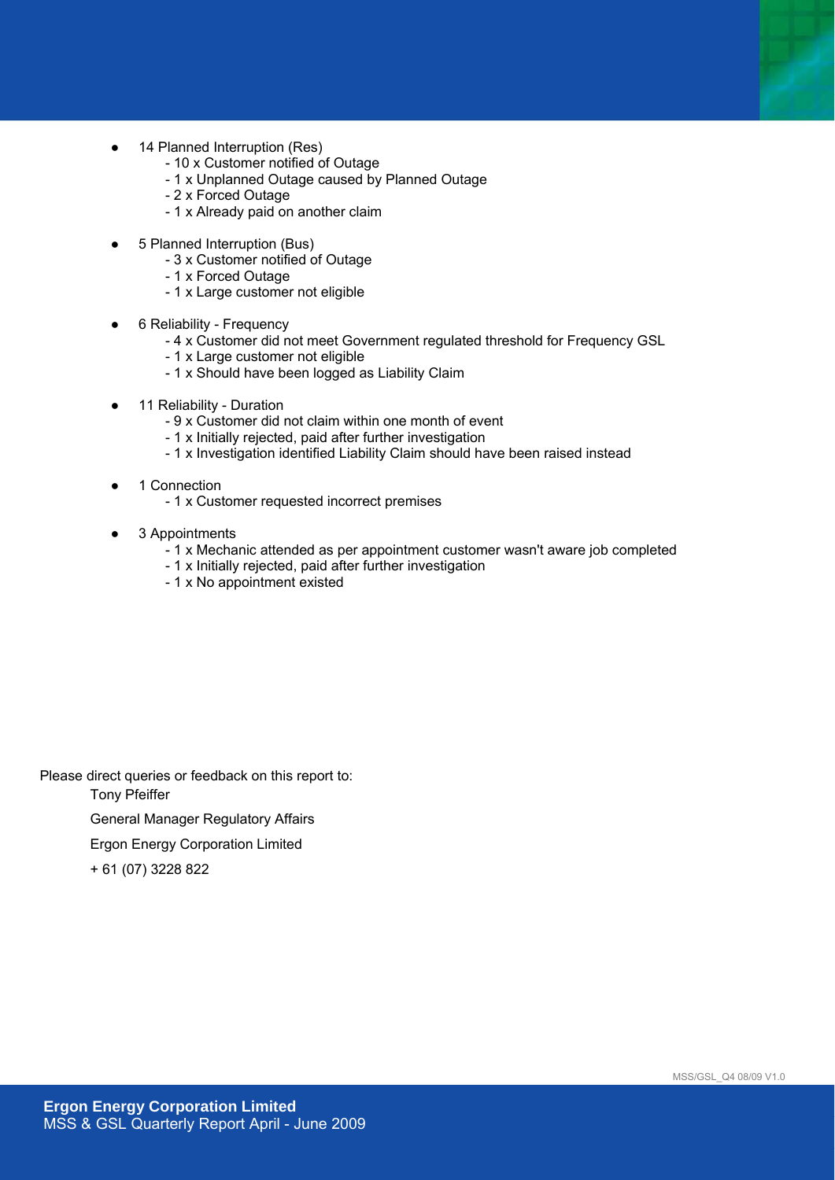- 14 Planned Interruption (Res)
  - 1 x Customer notified of Outage
  - 1 x Unplanned Outage caused by Planned Outage
  - 2 x Forced Outage
  - 1 x Already paid on another claim

- 5 Planned Interruption (Bus)
  - 3 x Customer notified of Outage
  - 1 x Forced Outage
  - 1 x Large customer not eligible

- 6 Reliability - Frequency
  - 4 x Customer did not meet Government regulated threshold for Frequency GSL
  - 1 x Large customer not eligible
  - 1 x Should have been logged as Liability Claim

- 11 Reliability - Duration
  - 9 x Customer did not claim within one month of event
  - 1 x Initially rejected, paid after further investigation
  - 1 x Investigation identified Liability Claim should have been raised instead

- 1 Connection
  - 1 x Customer requested incorrect premises

- 3 Appointments
  - 1 x Mechanic attended as per appointment customer wasn't aware job completed
  - 1 x Initially rejected, paid after further investigation
  - 1 x No appointment existed

Please direct queries or feedback on this report to:

Tony Pfeiffer

General Manager Regulatory Affairs

Ergon Energy Corporation Limited

+ 61 (07) 3228 822